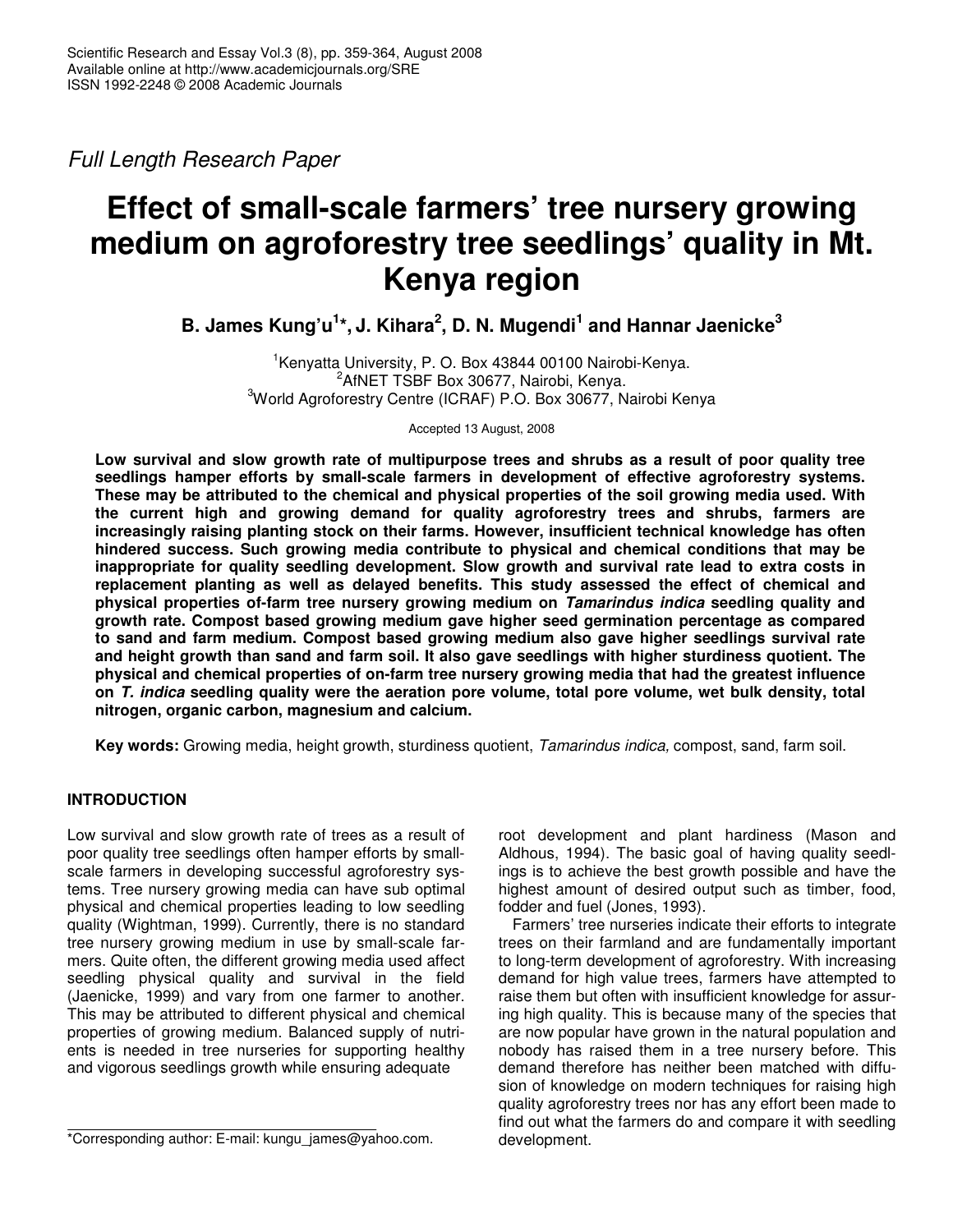*Full Length Research Paper*

# Effect of small-scale farmers' tree nursery growing medium on agroforestry tree seedlings' quality in Mt. Kenya region

**B. James Kung'u[1]*, J. Kihara[2], D. N. Mugendi[1] and Hannar Jaenicke[3]**

[1]Kenyatta University, P. O. Box 43844 00100 Nairobi-Kenya.
[2]AfNET TSBF Box 30677, Nairobi, Kenya.
[3]World Agroforestry Centre (ICRAF) P.O. Box 30677, Nairobi Kenya

Accepted 13 August, 2008

**Low survival and slow growth rate of multipurpose trees and shrubs as a result of poor quality tree seedlings hamper efforts by small-scale farmers in development of effective agroforestry systems. These may be attributed to the chemical and physical properties of the soil growing media used. With the current high and growing demand for quality agroforestry trees and shrubs, farmers are increasingly raising planting stock on their farms. However, insufficient technical knowledge has often hindered success. Such growing media contribute to physical and chemical conditions that may be inappropriate for quality seedling development. Slow growth and survival rate lead to extra costs in replacement planting as well as delayed benefits. This study assessed the effect of chemical and physical properties of-farm tree nursery growing medium on *Tamarindus indica* seedling quality and growth rate. Compost based growing medium gave higher seed germination percentage as compared to sand and farm medium. Compost based growing medium also gave higher seedlings survival rate and height growth than sand and farm soil. It also gave seedlings with higher sturdiness quotient. The physical and chemical properties of on-farm tree nursery growing media that had the greatest influence on *T. indica* seedling quality were the aeration pore volume, total pore volume, wet bulk density, total nitrogen, organic carbon, magnesium and calcium.**

**Key words:** Growing media, height growth, sturdiness quotient, *Tamarindus indica,* compost, sand, farm soil.

## INTRODUCTION

Low survival and slow growth rate of trees as a result of poor quality tree seedlings often hamper efforts by small-scale farmers in developing successful agroforestry systems. Tree nursery growing media can have sub optimal physical and chemical properties leading to low seedling quality (Wightman, 1999). Currently, there is no standard tree nursery growing medium in use by small-scale farmers. Quite often, the different growing media used affect seedling physical quality and survival in the field (Jaenicke, 1999) and vary from one farmer to another. This may be attributed to different physical and chemical properties of growing medium. Balanced supply of nutrients is needed in tree nurseries for supporting healthy and vigorous seedlings growth while ensuring adequate root development and plant hardiness (Mason and Aldhous, 1994). The basic goal of having quality seedlings is to achieve the best growth possible and have the highest amount of desired output such as timber, food, fodder and fuel (Jones, 1993).

Farmers' tree nurseries indicate their efforts to integrate trees on their farmland and are fundamentally important to long-term development of agroforestry. With increasing demand for high value trees, farmers have attempted to raise them but often with insufficient knowledge for assuring high quality. This is because many of the species that are now popular have grown in the natural population and nobody has raised them in a tree nursery before. This demand therefore has neither been matched with diffusion of knowledge on modern techniques for raising high quality agroforestry trees nor has any effort been made to find out what the farmers do and compare it with seedling development.

*Corresponding author: E-mail: kungu_james@yahoo.com.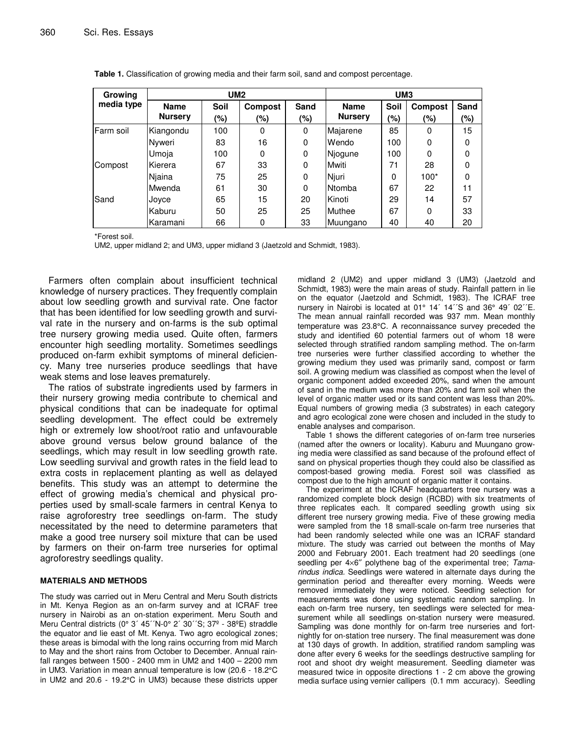**Table 1.** Classification of growing media and their farm soil, sand and compost percentage.

| Growing media type | UM2 | | | | UM3 | | | |
|---|---|---|---|---|---|---|---|---|
| | Name Nursery | Soil (%) | Compost (%) | Sand (%) | Name Nursery | Soil (%) | Compost (%) | Sand (%) |
| Farm soil | Kiangondu | 100 | 0 | 0 | Majarene | 85 | 0 | 15 |
| | Nyweri | 83 | 16 | 0 | Wendo | 100 | 0 | 0 |
| | Umoja | 100 | 0 | 0 | Njogune | 100 | 0 | 0 |
| Compost | Kierera | 67 | 33 | 0 | Mwiti | 71 | 28 | 0 |
| | Njaina | 75 | 25 | 0 | Njuri | 0 | 100* | 0 |
| | Mwenda | 61 | 30 | 0 | Ntomba | 67 | 22 | 11 |
| Sand | Joyce | 65 | 15 | 20 | Kinoti | 29 | 14 | 57 |
| | Kaburu | 50 | 25 | 25 | Muthee | 67 | 0 | 33 |
| | Karamani | 66 | 0 | 33 | Muungano | 40 | 40 | 20 |

*Forest soil.

UM2, upper midland 2; and UM3, upper midland 3 (Jaetzold and Schmidt, 1983).

Farmers often complain about insufficient technical knowledge of nursery practices. They frequently complain about low seedling growth and survival rate. One factor that has been identified for low seedling growth and survival rate in the nursery and on-farms is the sub optimal tree nursery growing media used. Quite often, farmers encounter high seedling mortality. Sometimes seedlings produced on-farm exhibit symptoms of mineral deficiency. Many tree nurseries produce seedlings that have weak stems and lose leaves prematurely.

The ratios of substrate ingredients used by farmers in their nursery growing media contribute to chemical and physical conditions that can be inadequate for optimal seedling development. The effect could be extremely high or extremely low shoot/root ratio and unfavourable above ground versus below ground balance of the seedlings, which may result in low seedling growth rate. Low seedling survival and growth rates in the field lead to extra costs in replacement planting as well as delayed benefits. This study was an attempt to determine the effect of growing media's chemical and physical properties used by small-scale farmers in central Kenya to raise agroforestry tree seedlings on-farm. The study necessitated by the need to determine parameters that make a good tree nursery soil mixture that can be used by farmers on their on-farm tree nurseries for optimal agroforestry seedlings quality.

## MATERIALS AND METHODS

The study was carried out in Meru Central and Meru South districts in Mt. Kenya Region as an on-farm survey and at ICRAF tree nursery in Nairobi as an on-station experiment. Meru South and Meru Central districts (0° 3´ 45´´N-0° 2´ 30´´S; 37º - 38ºE) straddle the equator and lie east of Mt. Kenya. Two agro ecological zones; these areas is bimodal with the long rains occurring from mid March to May and the short rains from October to December. Annual rainfall ranges between 1500 - 2400 mm in UM2 and 1400 – 2200 mm in UM3. Variation in mean annual temperature is (20.6 - 18.2°C in UM2 and 20.6 - 19.2°C in UM3) because these districts upper midland 2 (UM2) and upper midland 3 (UM3) (Jaetzold and Schmidt, 1983) were the main areas of study. Rainfall pattern in lie on the equator (Jaetzold and Schmidt, 1983). The ICRAF tree nursery in Nairobi is located at 01° 14´ 14´´S and 36° 49´ 02´´E. The mean annual rainfall recorded was 937 mm. Mean monthly temperature was 23.8°C. A reconnaissance survey preceded the study and identified 60 potential farmers out of whom 18 were selected through stratified random sampling method. The on-farm tree nurseries were further classified according to whether the growing medium they used was primarily sand, compost or farm soil. A growing medium was classified as compost when the level of organic component added exceeded 20%, sand when the amount of sand in the medium was more than 20% and farm soil when the level of organic matter used or its sand content was less than 20%. Equal numbers of growing media (3 substrates) in each category and agro ecological zone were chosen and included in the study to enable analyses and comparison.

Table 1 shows the different categories of on-farm tree nurseries (named after the owners or locality). Kaburu and Muungano growing media were classified as sand because of the profound effect of sand on physical properties though they could also be classified as compost-based growing media. Forest soil was classified as compost due to the high amount of organic matter it contains.

The experiment at the ICRAF headquarters tree nursery was a randomized complete block design (RCBD) with six treatments of three replicates each. It compared seedling growth using six different tree nursery growing media. Five of these growing media were sampled from the 18 small-scale on-farm tree nurseries that had been randomly selected while one was an ICRAF standard mixture. The study was carried out between the months of May 2000 and February 2001. Each treatment had 20 seedlings (one seedling per 4×6″ polythene bag of the experimental tree; *Tamarindus indica*. Seedlings were watered in alternate days during the germination period and thereafter every morning. Weeds were removed immediately they were noticed. Seedling selection for measurements was done using systematic random sampling. In each on-farm tree nursery, ten seedlings were selected for measurement while all seedlings on-station nursery were measured. Sampling was done monthly for on-farm tree nurseries and fortnightly for on-station tree nursery. The final measurement was done at 130 days of growth. In addition, stratified random sampling was done after every 6 weeks for the seedlings destructive sampling for root and shoot dry weight measurement. Seedling diameter was measured twice in opposite directions 1 - 2 cm above the growing media surface using vernier callipers (0.1 mm accuracy). Seedling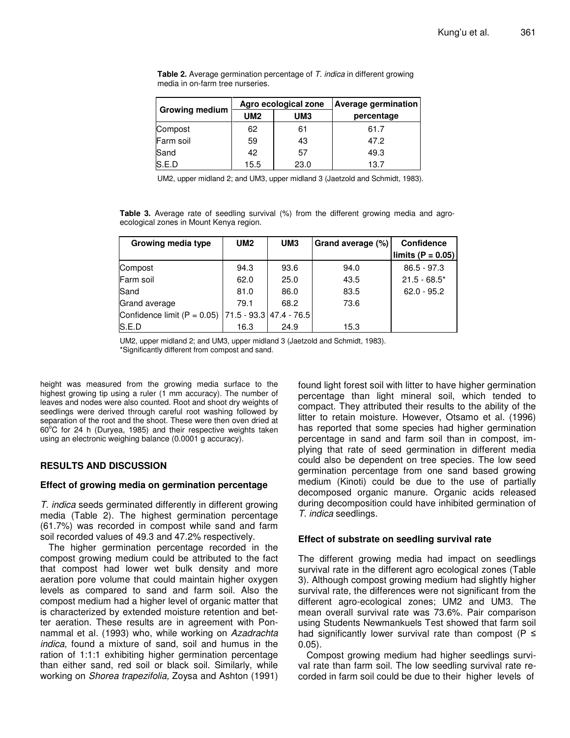**Table 2.** Average germination percentage of *T. indica* in different growing media in on-farm tree nurseries.

| Growing medium | Agro ecological zone | | Average germination |
|---|---|---|---|
| | UM2 | UM3 | percentage |
| Compost | 62 | 61 | 61.7 |
| Farm soil | 59 | 43 | 47.2 |
| Sand | 42 | 57 | 49.3 |
| S.E.D | 15.5 | 23.0 | 13.7 |

UM2, upper midland 2; and UM3, upper midland 3 (Jaetzold and Schmidt, 1983).

**Table 3.** Average rate of seedling survival (%) from the different growing media and agro-ecological zones in Mount Kenya region.

| Growing media type | UM2 | UM3 | Grand average (%) | Confidence limits ($P = 0.05$) |
|---|---|---|---|---|
| Compost | 94.3 | 93.6 | 94.0 | 86.5 - 97.3 |
| Farm soil | 62.0 | 25.0 | 43.5 | 21.5 - 68.5* |
| Sand | 81.0 | 86.0 | 83.5 | 62.0 - 95.2 |
| Grand average | 79.1 | 68.2 | 73.6 | |
| Confidence limit ($P = 0.05$) | 71.5 - 93.3 | 47.4 - 76.5 | | |
| S.E.D | 16.3 | 24.9 | 15.3 | |

UM2, upper midland 2; and UM3, upper midland 3 (Jaetzold and Schmidt, 1983).
*Significantly different from compost and sand.

height was measured from the growing media surface to the highest growing tip using a ruler (1 mm accuracy). The number of leaves and nodes were also counted. Root and shoot dry weights of seedlings were derived through careful root washing followed by separation of the root and the shoot. These were then oven dried at 60°C for 24 h (Duryea, 1985) and their respective weights taken using an electronic weighing balance (0.0001 g accuracy).

## RESULTS AND DISCUSSION

### Effect of growing media on germination percentage

*T. indica* seeds germinated differently in different growing media (Table 2). The highest germination percentage (61.7%) was recorded in compost while sand and farm soil recorded values of 49.3 and 47.2% respectively.

The higher germination percentage recorded in the compost growing medium could be attributed to the fact that compost had lower wet bulk density and more aeration pore volume that could maintain higher oxygen levels as compared to sand and farm soil. Also the compost medium had a higher level of organic matter that is characterized by extended moisture retention and better aeration. These results are in agreement with Ponnammal et al. (1993) who, while working on *Azadrachta indica*, found a mixture of sand, soil and humus in the ration of 1:1:1 exhibiting higher germination percentage than either sand, red soil or black soil. Similarly, while working on *Shorea trapezifolia,* Zoysa and Ashton (1991) found light forest soil with litter to have higher germination percentage than light mineral soil, which tended to compact. They attributed their results to the ability of the litter to retain moisture. However, Otsamo et al. (1996) has reported that some species had higher germination percentage in sand and farm soil than in compost, implying that rate of seed germination in different media could also be dependent on tree species. The low seed germination percentage from one sand based growing medium (Kinoti) could be due to the use of partially decomposed organic manure. Organic acids released during decomposition could have inhibited germination of *T. indica* seedlings.

### Effect of substrate on seedling survival rate

The different growing media had impact on seedlings survival rate in the different agro ecological zones (Table 3). Although compost growing medium had slightly higher survival rate, the differences were not significant from the different agro-ecological zones; UM2 and UM3. The mean overall survival rate was 73.6%. Pair comparison using Students Newmankuels Test showed that farm soil had significantly lower survival rate than compost ($P \leq 0.05$).

Compost growing medium had higher seedlings survival rate than farm soil. The low seedling survival rate recorded in farm soil could be due to their higher levels of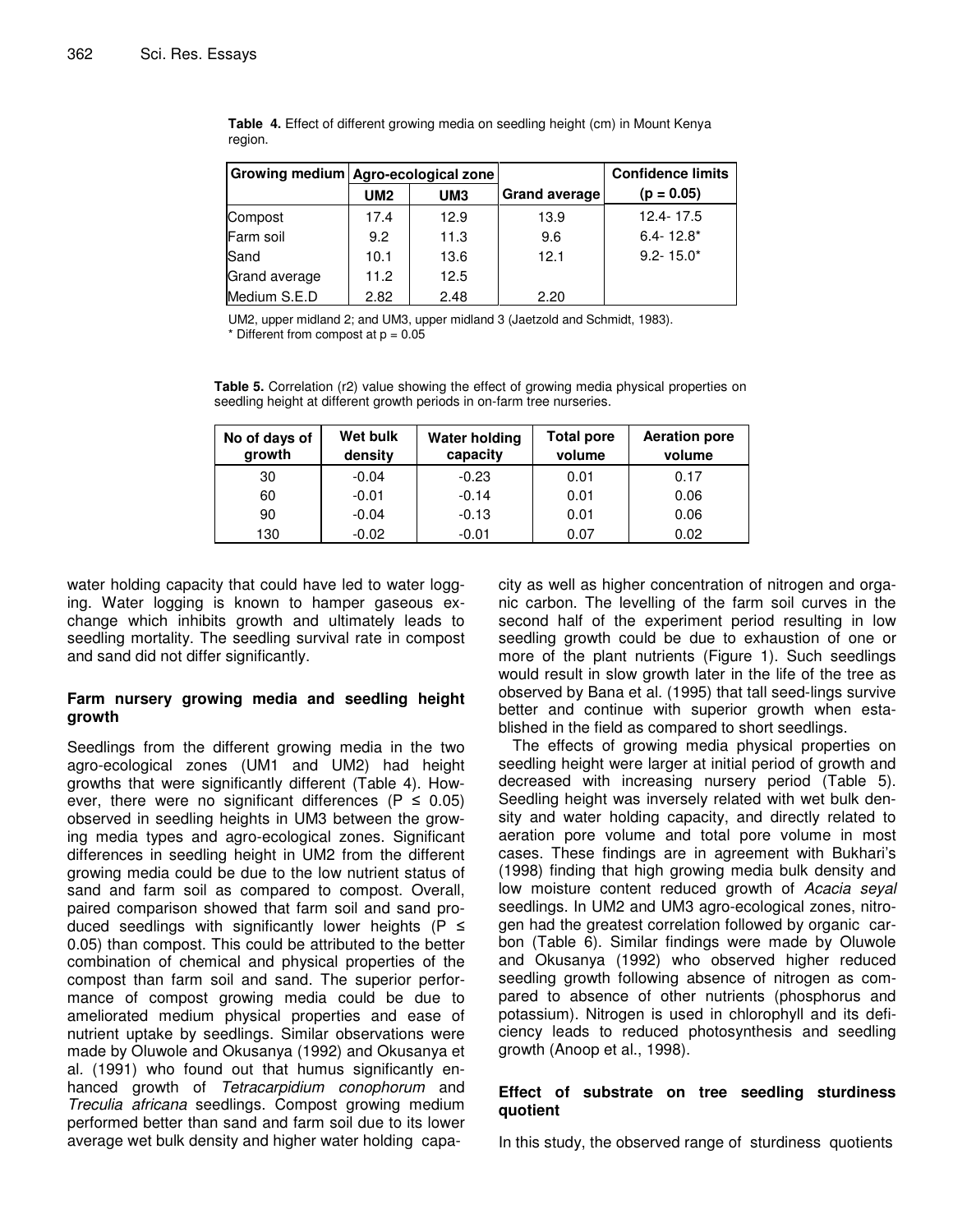**Table 4.** Effect of different growing media on seedling height (cm) in Mount Kenya region.

| Growing medium | Agro-ecological zone | | Grand average | Confidence limits |
|---|---|---|---|---|
| | UM2 | UM3 | | (p = 0.05) |
| Compost | 17.4 | 12.9 | 13.9 | 12.4- 17.5 |
| Farm soil | 9.2 | 11.3 | 9.6 | 6.4- 12.8* |
| Sand | 10.1 | 13.6 | 12.1 | 9.2- 15.0* |
| Grand average | 11.2 | 12.5 | | |
| Medium S.E.D | 2.82 | 2.48 | 2.20 | |

UM2, upper midland 2; and UM3, upper midland 3 (Jaetzold and Schmidt, 1983).
* Different from compost at p = 0.05

**Table 5.** Correlation (r2) value showing the effect of growing media physical properties on seedling height at different growth periods in on-farm tree nurseries.

| No of days of growth | Wet bulk density | Water holding capacity | Total pore volume | Aeration pore volume |
|---|---|---|---|---|
| 30 | -0.04 | -0.23 | 0.01 | 0.17 |
| 60 | -0.01 | -0.14 | 0.01 | 0.06 |
| 90 | -0.04 | -0.13 | 0.01 | 0.06 |
| 130 | -0.02 | -0.01 | 0.07 | 0.02 |

water holding capacity that could have led to water logging. Water logging is known to hamper gaseous exchange which inhibits growth and ultimately leads to seedling mortality. The seedling survival rate in compost and sand did not differ significantly.

## Farm nursery growing media and seedling height growth

Seedlings from the different growing media in the two agro-ecological zones (UM1 and UM2) had height growths that were significantly different (Table 4). However, there were no significant differences ($P \leq 0.05$) observed in seedling heights in UM3 between the growing media types and agro-ecological zones. Significant differences in seedling height in UM2 from the different growing media could be due to the low nutrient status of sand and farm soil as compared to compost. Overall, paired comparison showed that farm soil and sand produced seedlings with significantly lower heights ($P \leq 0.05$) than compost. This could be attributed to the better combination of chemical and physical properties of the compost than farm soil and sand. The superior performance of compost growing media could be due to ameliorated medium physical properties and ease of nutrient uptake by seedlings. Similar observations were made by Oluwole and Okusanya (1992) and Okusanya et al. (1991) who found out that humus significantly enhanced growth of *Tetracarpidium conophorum* and *Treculia africana* seedlings. Compost growing medium performed better than sand and farm soil due to its lower average wet bulk density and higher water holding capacity as well as higher concentration of nitrogen and organic carbon. The levelling of the farm soil curves in the second half of the experiment period resulting in low seedling growth could be due to exhaustion of one or more of the plant nutrients (Figure 1). Such seedlings would result in slow growth later in the life of the tree as observed by Bana et al. (1995) that tall seed-lings survive better and continue with superior growth when established in the field as compared to short seedlings.

The effects of growing media physical properties on seedling height were larger at initial period of growth and decreased with increasing nursery period (Table 5). Seedling height was inversely related with wet bulk density and water holding capacity, and directly related to aeration pore volume and total pore volume in most cases. These findings are in agreement with Bukhari's (1998) finding that high growing media bulk density and low moisture content reduced growth of *Acacia seyal* seedlings. In UM2 and UM3 agro-ecological zones, nitrogen had the greatest correlation followed by organic carbon (Table 6). Similar findings were made by Oluwole and Okusanya (1992) who observed higher reduced seedling growth following absence of nitrogen as compared to absence of other nutrients (phosphorus and potassium). Nitrogen is used in chlorophyll and its deficiency leads to reduced photosynthesis and seedling growth (Anoop et al., 1998).

## Effect of substrate on tree seedling sturdiness quotient

In this study, the observed range of sturdiness quotients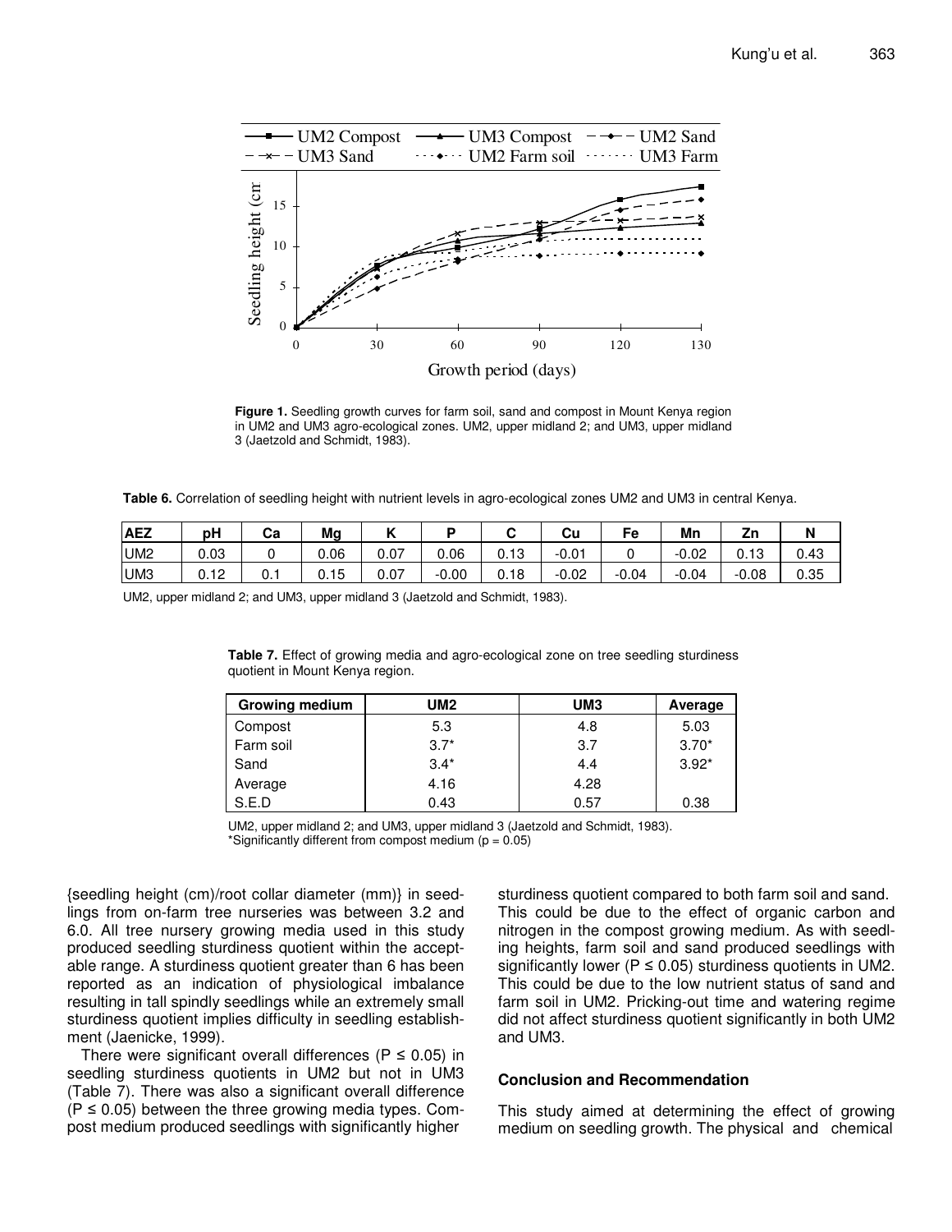Figure 1. Seedling growth curves for farm soil, sand and compost in Mount Kenya region in UM2 and UM3 agro-ecological zones. UM2, upper midland 2; and UM3, upper midland 3 (Jaetzold and Schmidt, 1983).

**Table 6.** Correlation of seedling height with nutrient levels in agro-ecological zones UM2 and UM3 in central Kenya.

| AEZ | pH | Ca | Mg | K | P | C | Cu | Fe | Mn | Zn | N |
|---|---|---|---|---|---|---|---|---|---|---|---|
| UM2 | 0.03 | 0 | 0.06 | 0.07 | 0.06 | 0.13 | -0.01 | 0 | -0.02 | 0.13 | 0.43 |
| UM3 | 0.12 | 0.1 | 0.15 | 0.07 | -0.00 | 0.18 | -0.02 | -0.04 | -0.04 | -0.08 | 0.35 |

UM2, upper midland 2; and UM3, upper midland 3 (Jaetzold and Schmidt, 1983).

**Table 7.** Effect of growing media and agro-ecological zone on tree seedling sturdiness quotient in Mount Kenya region.

| Growing medium | UM2 | UM3 | Average |
|---|---|---|---|
| Compost | 5.3 | 4.8 | 5.03 |
| Farm soil | 3.7* | 3.7 | 3.70* |
| Sand | 3.4* | 4.4 | 3.92* |
| Average | 4.16 | 4.28 | |
| S.E.D | 0.43 | 0.57 | 0.38 |

UM2, upper midland 2; and UM3, upper midland 3 (Jaetzold and Schmidt, 1983).
*Significantly different from compost medium (p = 0.05)

{seedling height (cm)/root collar diameter (mm)} in seedlings from on-farm tree nurseries was between 3.2 and 6.0. All tree nursery growing media used in this study produced seedling sturdiness quotient within the acceptable range. A sturdiness quotient greater than 6 has been reported as an indication of physiological imbalance resulting in tall spindly seedlings while an extremely small sturdiness quotient implies difficulty in seedling establishment (Jaenicke, 1999).

There were significant overall differences ($P \leq 0.05$) in seedling sturdiness quotients in UM2 but not in UM3 (Table 7). There was also a significant overall difference ($P \leq 0.05$) between the three growing media types. Compost medium produced seedlings with significantly higher sturdiness quotient compared to both farm soil and sand. This could be due to the effect of organic carbon and nitrogen in the compost growing medium. As with seedling heights, farm soil and sand produced seedlings with significantly lower ($P \leq 0.05$) sturdiness quotients in UM2. This could be due to the low nutrient status of sand and farm soil in UM2. Pricking-out time and watering regime did not affect sturdiness quotient significantly in both UM2 and UM3.

## Conclusion and Recommendation

This study aimed at determining the effect of growing medium on seedling growth. The physical and chemical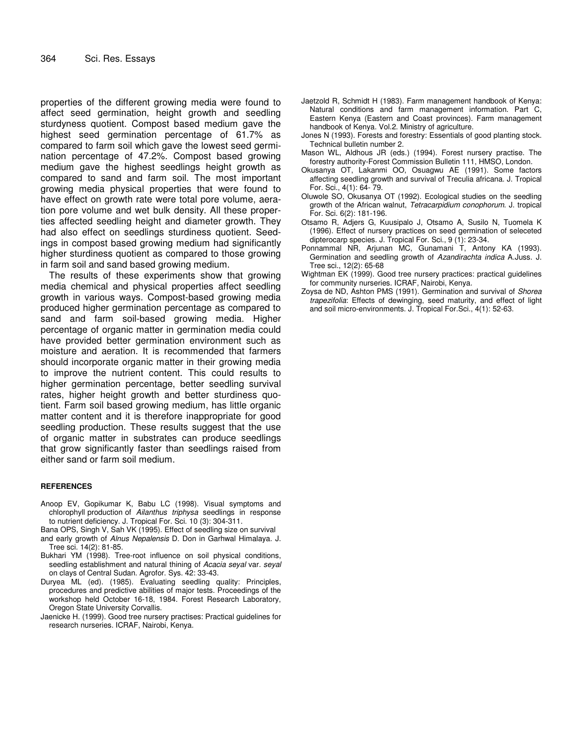properties of the different growing media were found to affect seed germination, height growth and seedling sturdyness quotient. Compost based medium gave the highest seed germination percentage of 61.7% as compared to farm soil which gave the lowest seed germination percentage of 47.2%. Compost based growing medium gave the highest seedlings height growth as compared to sand and farm soil. The most important growing media physical properties that were found to have effect on growth rate were total pore volume, aeration pore volume and wet bulk density. All these properties affected seedling height and diameter growth. They had also effect on seedlings sturdiness quotient. Seedings in compost based growing medium had significantly higher sturdiness quotient as compared to those growing in farm soil and sand based growing medium.

The results of these experiments show that growing media chemical and physical properties affect seedling growth in various ways. Compost-based growing media produced higher germination percentage as compared to sand and farm soil-based growing media. Higher percentage of organic matter in germination media could have provided better germination environment such as moisture and aeration. It is recommended that farmers should incorporate organic matter in their growing media to improve the nutrient content. This could results to higher germination percentage, better seedling survival rates, higher height growth and better sturdiness quotient. Farm soil based growing medium, has little organic matter content and it is therefore inappropriate for good seedling production. These results suggest that the use of organic matter in substrates can produce seedlings that grow significantly faster than seedlings raised from either sand or farm soil medium.

## REFERENCES

Anoop EV, Gopikumar K, Babu LC (1998). Visual symptoms and chlorophyll production of *Ailanthus triphysa* seedlings in response to nutrient deficiency. J. Tropical For. Sci. 10 (3): 304-311.

Bana OPS, Singh V, Sah VK (1995). Effect of seedling size on survival and early growth of *Alnus Nepalensis* D. Don in Garhwal Himalaya. J. Tree sci. 14(2): 81-85.

Bukhari YM (1998). Tree-root influence on soil physical conditions, seedling establishment and natural thining of *Acacia seyal* var. *seyal* on clays of Central Sudan. Agrofor. Sys. 42: 33-43.

Duryea ML (ed). (1985). Evaluating seedling quality: Principles, procedures and predictive abilities of major tests. Proceedings of the workshop held October 16-18, 1984. Forest Research Laboratory, Oregon State University Corvallis.

Jaenicke H. (1999). Good tree nursery practises: Practical guidelines for research nurseries. ICRAF, Nairobi, Kenya.

Jaetzold R, Schmidt H (1983). Farm management handbook of Kenya: Natural conditions and farm management information. Part C, Eastern Kenya (Eastern and Coast provinces). Farm management handbook of Kenya. Vol.2. Ministry of agriculture.

Jones N (1993). Forests and forestry: Essentials of good planting stock. Technical bulletin number 2.

Mason WL, Aldhous JR (eds.) (1994). Forest nursery practise. The forestry authority-Forest Commission Bulletin 111, HMSO, London.

Okusanya OT, Lakanmi OO, Osuagwu AE (1991). Some factors affecting seedling growth and survival of Treculia africana. J. Tropical For. Sci., 4(1): 64- 79.

Oluwole SO, Okusanya OT (1992). Ecological studies on the seedling growth of the African walnut, *Tetracarpidium conophorum*. J. tropical For. Sci. 6(2): 181-196.

Otsamo R, Adjers G, Kuusipalo J, Otsamo A, Susilo N, Tuomela K (1996). Effect of nursery practices on seed germination of seleceted dipterocarp species. J. Tropical For. Sci., 9 (1): 23-34.

Ponnammal NR, Arjunan MC, Gunamani T, Antony KA (1993). Germination and seedling growth of *Azandirachta indica* A.Juss. J. Tree sci., 12(2): 65-68

Wightman EK (1999). Good tree nursery practices: practical guidelines for community nurseries. ICRAF, Nairobi, Kenya.

Zoysa de ND, Ashton PMS (1991). Germination and survival of *Shorea trapezifolia*: Effects of dewinging, seed maturity, and effect of light and soil micro-environments. J. Tropical For.Sci., 4(1): 52-63.